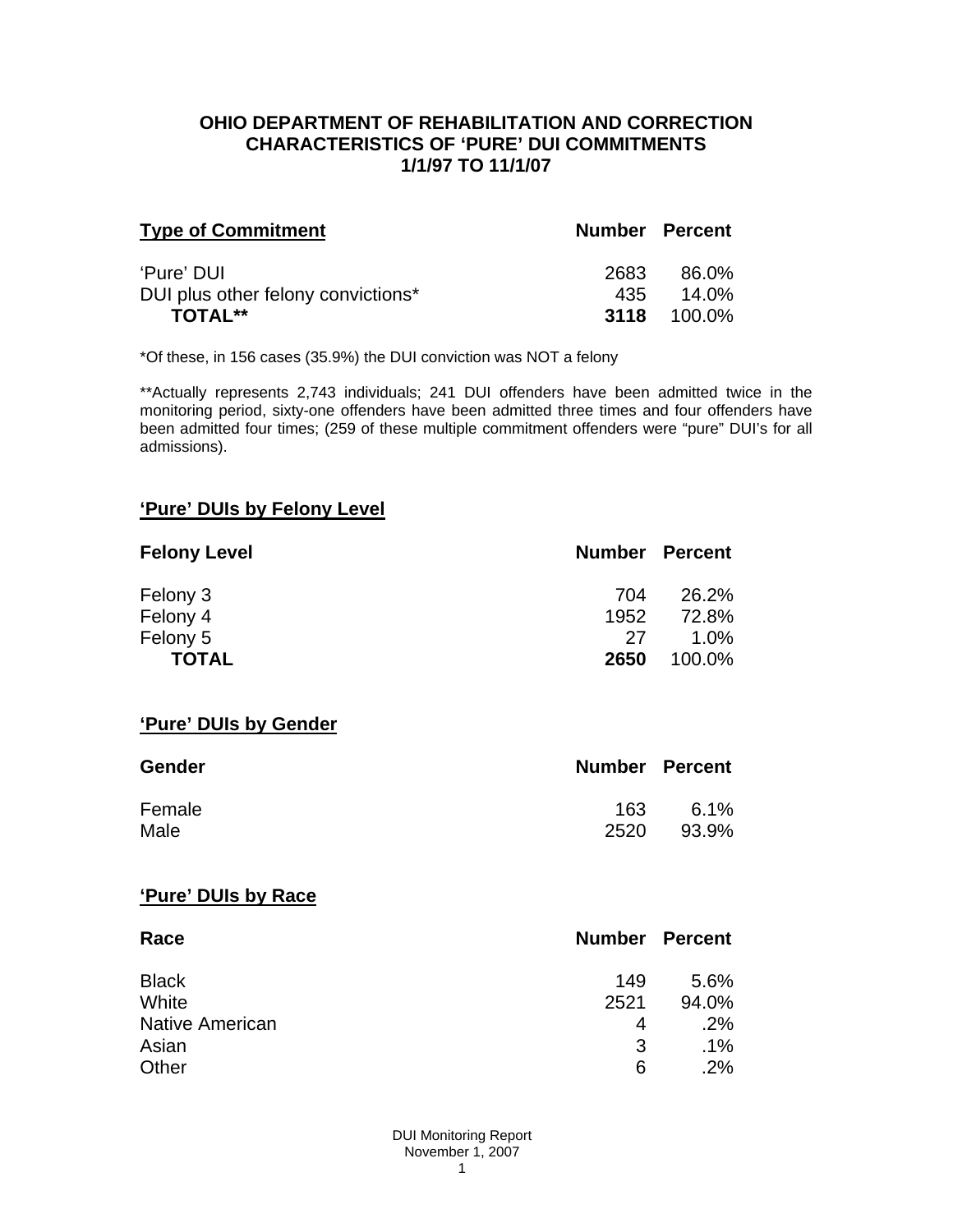# OHIO DEPARTMENT OF REHABILITATION AND CORRECTION
## CHARACTERISTICS OF 'PURE' DUI COMMITMENTS
## 1/1/97 TO 11/1/07

| Type of Commitment | Number | Percent |
|---|---|---|
| 'Pure' DUI | 2683 | 86.0% |
| DUI plus other felony convictions* | 435 | 14.0% |
| **TOTAL**** | **3118** | 100.0% |

*Of these, in 156 cases (35.9%) the DUI conviction was NOT a felony

**Actually represents 2,743 individuals; 241 DUI offenders have been admitted twice in the monitoring period, sixty-one offenders have been admitted three times and four offenders have been admitted four times; (259 of these multiple commitment offenders were "pure" DUI's for all admissions).

### 'Pure' DUIs by Felony Level

| Felony Level | Number | Percent |
|---|---|---|
| Felony 3 | 704 | 26.2% |
| Felony 4 | 1952 | 72.8% |
| Felony 5 | 27 | 1.0% |
| **TOTAL** | **2650** | 100.0% |

### 'Pure' DUIs by Gender

| Gender | Number | Percent |
|---|---|---|
| Female | 163 | 6.1% |
| Male | 2520 | 93.9% |

### 'Pure' DUIs by Race

| Race | Number | Percent |
|---|---|---|
| Black | 149 | 5.6% |
| White | 2521 | 94.0% |
| Native American | 4 | .2% |
| Asian | 3 | .1% |
| Other | 6 | .2% |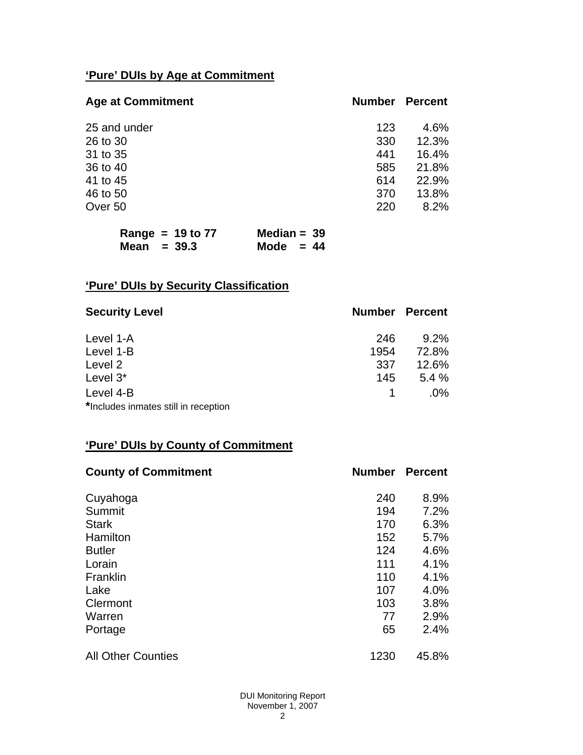## 'Pure' DUIs by Age at Commitment

| Age at Commitment | Number | Percent |
|---|---|---|
| 25 and under | 123 | 4.6% |
| 26 to 30 | 330 | 12.3% |
| 31 to 35 | 441 | 16.4% |
| 36 to 40 | 585 | 21.8% |
| 41 to 45 | 614 | 22.9% |
| 46 to 50 | 370 | 13.8% |
| Over 50 | 220 | 8.2% |

**Range = 19 to 77** **Median = 39**
**Mean = 39.3** **Mode = 44**

## 'Pure' DUIs by Security Classification

| Security Level | Number | Percent |
|---|---|---|
| Level 1-A | 246 | 9.2% |
| Level 1-B | 1954 | 72.8% |
| Level 2 | 337 | 12.6% |
| Level 3* | 145 | 5.4 % |
| Level 4-B | 1 | .0% |

***Includes inmates still in reception

## 'Pure' DUIs by County of Commitment

| County of Commitment | Number | Percent |
|---|---|---|
| Cuyahoga | 240 | 8.9% |
| Summit | 194 | 7.2% |
| Stark | 170 | 6.3% |
| Hamilton | 152 | 5.7% |
| Butler | 124 | 4.6% |
| Lorain | 111 | 4.1% |
| Franklin | 110 | 4.1% |
| Lake | 107 | 4.0% |
| Clermont | 103 | 3.8% |
| Warren | 77 | 2.9% |
| Portage | 65 | 2.4% |
| All Other Counties | 1230 | 45.8% |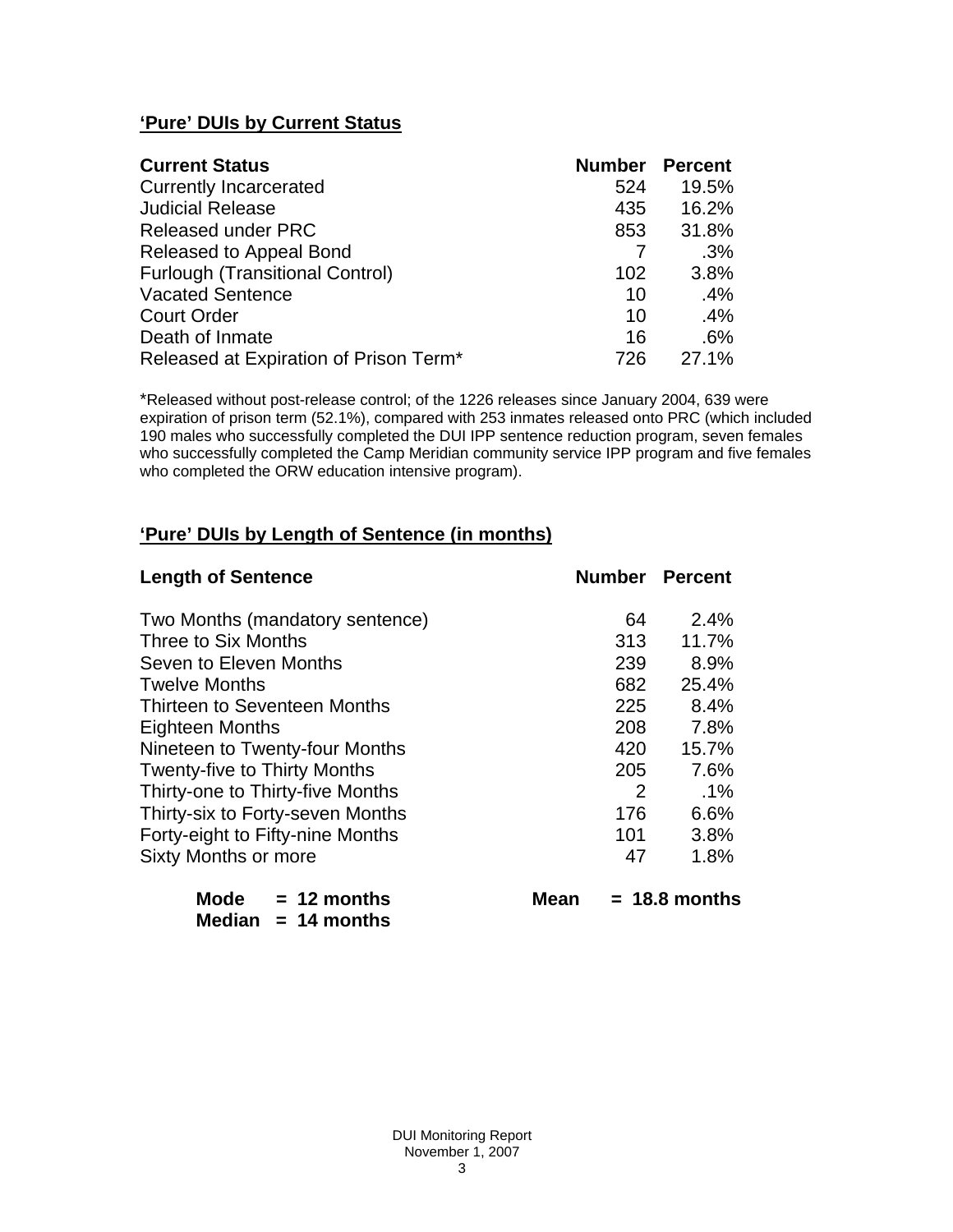## 'Pure' DUIs by Current Status

| Current Status | Number | Percent |
|---|---|---|
| Currently Incarcerated | 524 | 19.5% |
| Judicial Release | 435 | 16.2% |
| Released under PRC | 853 | 31.8% |
| Released to Appeal Bond | 7 | .3% |
| Furlough (Transitional Control) | 102 | 3.8% |
| Vacated Sentence | 10 | .4% |
| Court Order | 10 | .4% |
| Death of Inmate | 16 | .6% |
| Released at Expiration of Prison Term* | 726 | 27.1% |

*Released without post-release control; of the 1226 releases since January 2004, 639 were expiration of prison term (52.1%), compared with 253 inmates released onto PRC (which included 190 males who successfully completed the DUI IPP sentence reduction program, seven females who successfully completed the Camp Meridian community service IPP program and five females who completed the ORW education intensive program).

## 'Pure' DUIs by Length of Sentence (in months)

| Length of Sentence | Number | Percent |
|---|---|---|
| Two Months (mandatory sentence) | 64 | 2.4% |
| Three to Six Months | 313 | 11.7% |
| Seven to Eleven Months | 239 | 8.9% |
| Twelve Months | 682 | 25.4% |
| Thirteen to Seventeen Months | 225 | 8.4% |
| Eighteen Months | 208 | 7.8% |
| Nineteen to Twenty-four Months | 420 | 15.7% |
| Twenty-five to Thirty Months | 205 | 7.6% |
| Thirty-one to Thirty-five Months | 2 | .1% |
| Thirty-six to Forty-seven Months | 176 | 6.6% |
| Forty-eight to Fifty-nine Months | 101 | 3.8% |
| Sixty Months or more | 47 | 1.8% |

**Mode = 12 months** **Mean = 18.8 months**
**Median = 14 months**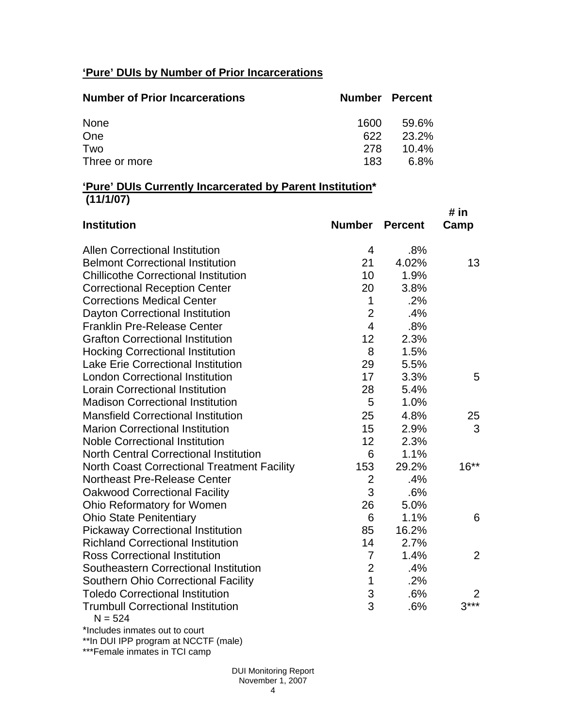**'Pure' DUIs by Number of Prior Incarcerations**

| Number of Prior Incarcerations | Number | Percent |
|---|---|---|
| None | 1600 | 59.6% |
| One | 622 | 23.2% |
| Two | 278 | 10.4% |
| Three or more | 183 | 6.8% |

**'Pure' DUIs Currently Incarcerated by Parent Institution*** **(11/1/07)**

| Institution | Number | Percent | # in Camp |
|---|---|---|---|
| Allen Correctional Institution | 4 | .8% | |
| Belmont Correctional Institution | 21 | 4.02% | 13 |
| Chillicothe Correctional Institution | 10 | 1.9% | |
| Correctional Reception Center | 20 | 3.8% | |
| Corrections Medical Center | 1 | .2% | |
| Dayton Correctional Institution | 2 | .4% | |
| Franklin Pre-Release Center | 4 | .8% | |
| Grafton Correctional Institution | 12 | 2.3% | |
| Hocking Correctional Institution | 8 | 1.5% | |
| Lake Erie Correctional Institution | 29 | 5.5% | |
| London Correctional Institution | 17 | 3.3% | 5 |
| Lorain Correctional Institution | 28 | 5.4% | |
| Madison Correctional Institution | 5 | 1.0% | |
| Mansfield Correctional Institution | 25 | 4.8% | 25 |
| Marion Correctional Institution | 15 | 2.9% | 3 |
| Noble Correctional Institution | 12 | 2.3% | |
| North Central Correctional Institution | 6 | 1.1% | |
| North Coast Correctional Treatment Facility | 153 | 29.2% | 16** |
| Northeast Pre-Release Center | 2 | .4% | |
| Oakwood Correctional Facility | 3 | .6% | |
| Ohio Reformatory for Women | 26 | 5.0% | |
| Ohio State Penitentiary | 6 | 1.1% | 6 |
| Pickaway Correctional Institution | 85 | 16.2% | |
| Richland Correctional Institution | 14 | 2.7% | |
| Ross Correctional Institution | 7 | 1.4% | 2 |
| Southeastern Correctional Institution | 2 | .4% | |
| Southern Ohio Correctional Facility | 1 | .2% | |
| Toledo Correctional Institution | 3 | .6% | 2 |
| Trumbull Correctional Institution | 3 | .6% | 3*** |

N = 524

*Includes inmates out to court

**In DUI IPP program at NCCTF (male)

***Female inmates in TCI camp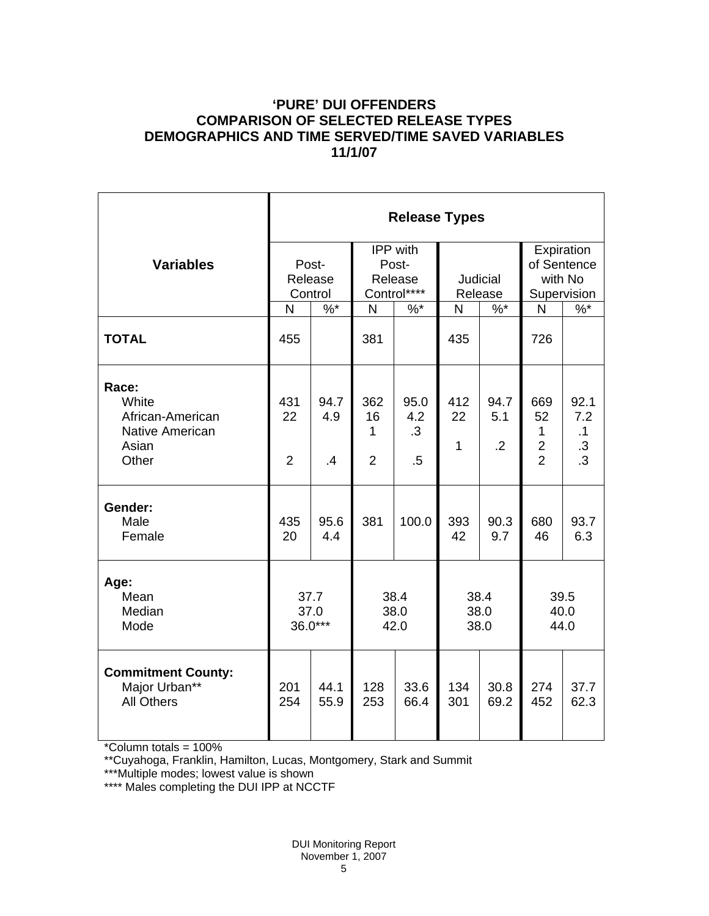**'PURE' DUI OFFENDERS**
**COMPARISON OF SELECTED RELEASE TYPES**
**DEMOGRAPHICS AND TIME SERVED/TIME SAVED VARIABLES**
**11/1/07**

| Variables | Release Types | | | | | | | |
|---|---|---|---|---|---|---|---|---|
| | Post-Release Control | | IPP with Post-Release Control**** | | Judicial Release | | Expiration of Sentence with No Supervision | |
| | N | %* | N | %* | N | %* | N | %* |
| **TOTAL** | 455 | | 381 | | 435 | | 726 | |
| **Race:** | | | | | | | | |
| White | 431 | 94.7 | 362 | 95.0 | 412 | 94.7 | 669 | 92.1 |
| African-American | 22 | 4.9 | 16 | 4.2 | 22 | 5.1 | 52 | 7.2 |
| Native American | | | 1 | .3 | | | 1 | .1 |
| Asian | | | | | 1 | .2 | 2 | .3 |
| Other | 2 | .4 | 2 | .5 | | | 2 | .3 |
| **Gender:** | | | | | | | | |
| Male | 435 | 95.6 | 381 | 100.0 | 393 | 90.3 | 680 | 93.7 |
| Female | 20 | 4.4 | | | 42 | 9.7 | 46 | 6.3 |
| **Age:** | | | | | | | | |
| Mean | 37.7 | | 38.4 | | 38.4 | | 39.5 | |
| Median | 37.0 | | 38.0 | | 38.0 | | 40.0 | |
| Mode | 36.0*** | | 42.0 | | 38.0 | | 44.0 | |
| **Commitment County:** | | | | | | | | |
| Major Urban** | 201 | 44.1 | 128 | 33.6 | 134 | 30.8 | 274 | 37.7 |
| All Others | 254 | 55.9 | 253 | 66.4 | 301 | 69.2 | 452 | 62.3 |

*Column totals = 100%

**Cuyahoga, Franklin, Hamilton, Lucas, Montgomery, Stark and Summit

***Multiple modes; lowest value is shown

**** Males completing the DUI IPP at NCCTF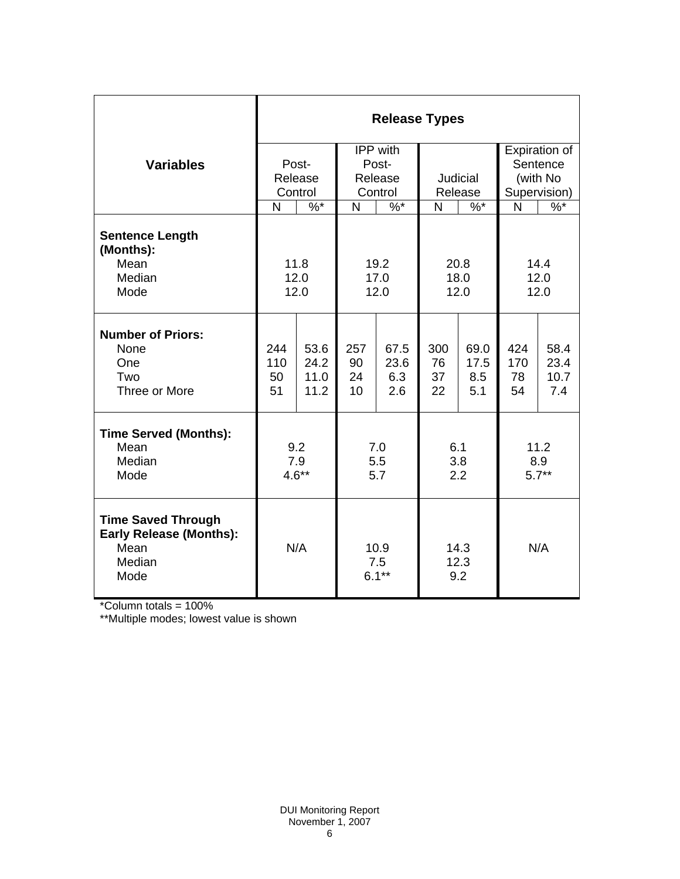| Variables | Release Types | | | | | | | |
|---|---|---|---|---|---|---|---|---|
| | Post-Release Control | | IPP with Post-Release Control | | Judicial Release | | Expiration of Sentence (with No Supervision) | |
| | N | %* | N | %* | N | %* | N | %* |
| **Sentence Length (Months):** | | | | | | | | |
| Mean | 11.8 | | 19.2 | | 20.8 | | 14.4 | |
| Median | 12.0 | | 17.0 | | 18.0 | | 12.0 | |
| Mode | 12.0 | | 12.0 | | 12.0 | | 12.0 | |
| **Number of Priors:** | | | | | | | | |
| None | 244 | 53.6 | 257 | 67.5 | 300 | 69.0 | 424 | 58.4 |
| One | 110 | 24.2 | 90 | 23.6 | 76 | 17.5 | 170 | 23.4 |
| Two | 50 | 11.0 | 24 | 6.3 | 37 | 8.5 | 78 | 10.7 |
| Three or More | 51 | 11.2 | 10 | 2.6 | 22 | 5.1 | 54 | 7.4 |
| **Time Served (Months):** | | | | | | | | |
| Mean | 9.2 | | 7.0 | | 6.1 | | 11.2 | |
| Median | 7.9 | | 5.5 | | 3.8 | | 8.9 | |
| Mode | 4.6** | | 5.7 | | 2.2 | | 5.7** | |
| **Time Saved Through Early Release (Months):** | | | | | | | | |
| Mean | N/A | | 10.9 | | 14.3 | | N/A | |
| Median | | | 7.5 | | 12.3 | | | |
| Mode | | | 6.1** | | 9.2 | | | |

*Column totals = 100%

**Multiple modes; lowest value is shown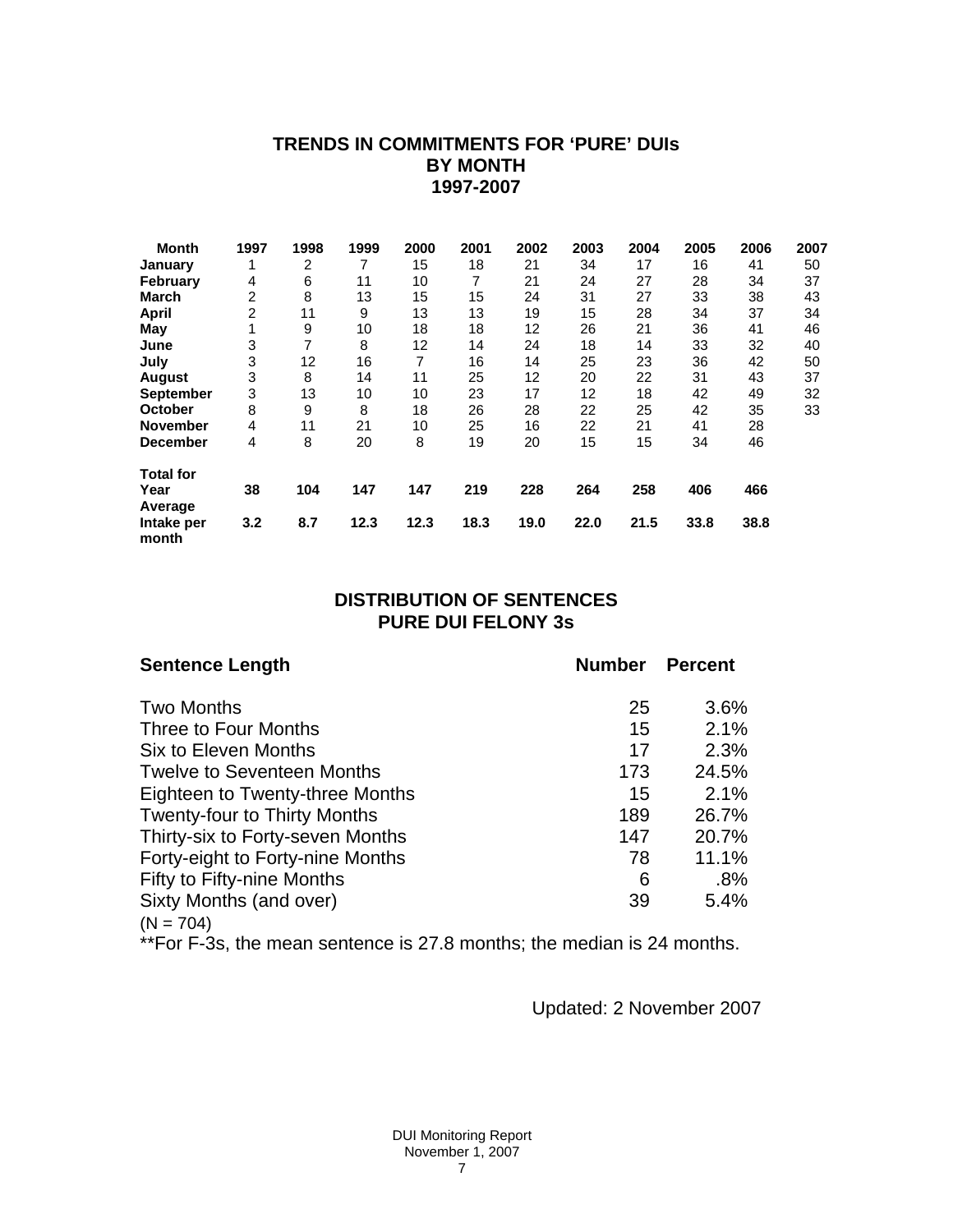## TRENDS IN COMMITMENTS FOR 'PURE' DUIs BY MONTH 1997-2007

| Month | 1997 | 1998 | 1999 | 2000 | 2001 | 2002 | 2003 | 2004 | 2005 | 2006 | 2007 |
|---|---|---|---|---|---|---|---|---|---|---|---|
| **January** | 1 | 2 | 7 | 15 | 18 | 21 | 34 | 17 | 16 | 41 | 50 |
| **February** | 4 | 6 | 11 | 10 | 7 | 21 | 24 | 27 | 28 | 34 | 37 |
| **March** | 2 | 8 | 13 | 15 | 15 | 24 | 31 | 27 | 33 | 38 | 43 |
| **April** | 2 | 11 | 9 | 13 | 13 | 19 | 15 | 28 | 34 | 37 | 34 |
| **May** | 1 | 9 | 10 | 18 | 18 | 12 | 26 | 21 | 36 | 41 | 46 |
| **June** | 3 | 7 | 8 | 12 | 14 | 24 | 18 | 14 | 33 | 32 | 40 |
| **July** | 3 | 12 | 16 | 7 | 16 | 14 | 25 | 23 | 36 | 42 | 50 |
| **August** | 3 | 8 | 14 | 11 | 25 | 12 | 20 | 22 | 31 | 43 | 37 |
| **September** | 3 | 13 | 10 | 10 | 23 | 17 | 12 | 18 | 42 | 49 | 32 |
| **October** | 8 | 9 | 8 | 18 | 26 | 28 | 22 | 25 | 42 | 35 | 33 |
| **November** | 4 | 11 | 21 | 10 | 25 | 16 | 22 | 21 | 41 | 28 | |
| **December** | 4 | 8 | 20 | 8 | 19 | 20 | 15 | 15 | 34 | 46 | |
| **Total for Year** | **38** | **104** | **147** | **147** | **219** | **228** | **264** | **258** | **406** | **466** | |
| **Average Intake per month** | **3.2** | **8.7** | **12.3** | **12.3** | **18.3** | **19.0** | **22.0** | **21.5** | **33.8** | **38.8** | |

## DISTRIBUTION OF SENTENCES PURE DUI FELONY 3s

| Sentence Length | Number | Percent |
|---|---|---|
| Two Months | 25 | 3.6% |
| Three to Four Months | 15 | 2.1% |
| Six to Eleven Months | 17 | 2.3% |
| Twelve to Seventeen Months | 173 | 24.5% |
| Eighteen to Twenty-three Months | 15 | 2.1% |
| Twenty-four to Thirty Months | 189 | 26.7% |
| Thirty-six to Forty-seven Months | 147 | 20.7% |
| Forty-eight to Forty-nine Months | 78 | 11.1% |
| Fifty to Fifty-nine Months | 6 | .8% |
| Sixty Months (and over) | 39 | 5.4% |

(N = 704)

**For F-3s, the mean sentence is 27.8 months; the median is 24 months.

Updated: 2 November 2007